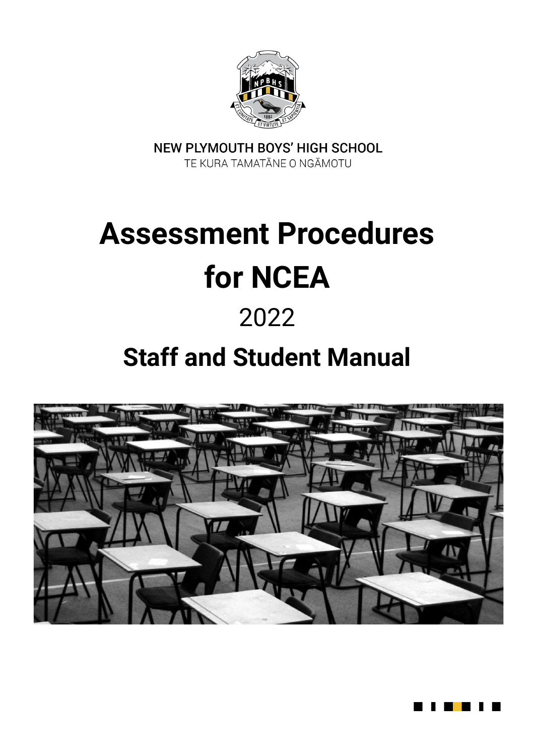NEW PLYMOUTH BOYS' HIGH SCHOOL

TE KURA TAMATĀNE O NGĀMOTU

# Assessment Procedures for NCEA

2022

## Staff and Student Manual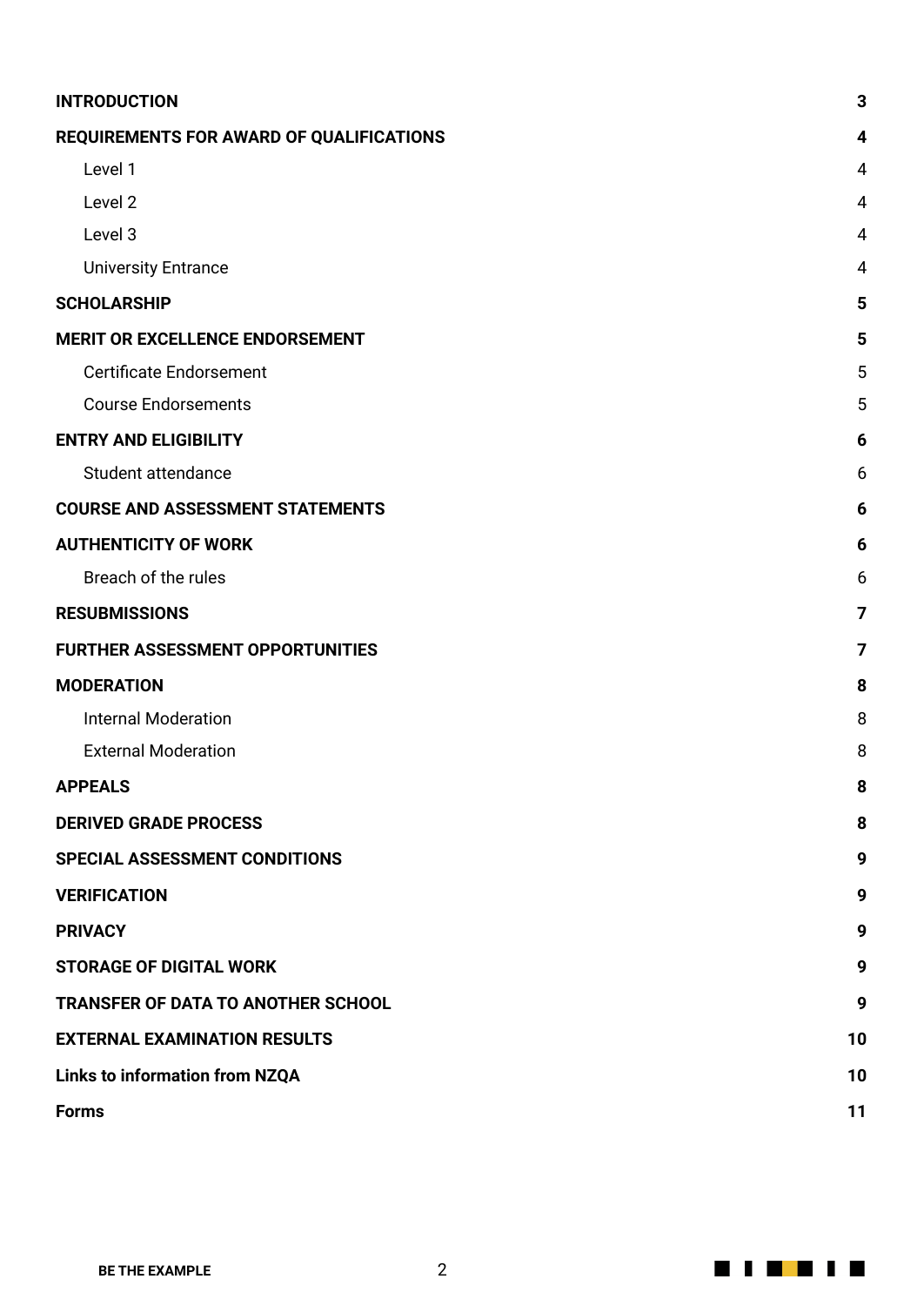| | |
|---|---|
| **INTRODUCTION** | **3** |
| **REQUIREMENTS FOR AWARD OF QUALIFICATIONS** | **4** |
| Level 1 | 4 |
| Level 2 | 4 |
| Level 3 | 4 |
| University Entrance | 4 |
| **SCHOLARSHIP** | **5** |
| **MERIT OR EXCELLENCE ENDORSEMENT** | **5** |
| Certificate Endorsement | 5 |
| Course Endorsements | 5 |
| **ENTRY AND ELIGIBILITY** | **6** |
| Student attendance | 6 |
| **COURSE AND ASSESSMENT STATEMENTS** | **6** |
| **AUTHENTICITY OF WORK** | **6** |
| Breach of the rules | 6 |
| **RESUBMISSIONS** | **7** |
| **FURTHER ASSESSMENT OPPORTUNITIES** | **7** |
| **MODERATION** | **8** |
| Internal Moderation | 8 |
| External Moderation | 8 |
| **APPEALS** | **8** |
| **DERIVED GRADE PROCESS** | **8** |
| **SPECIAL ASSESSMENT CONDITIONS** | **9** |
| **VERIFICATION** | **9** |
| **PRIVACY** | **9** |
| **STORAGE OF DIGITAL WORK** | **9** |
| **TRANSFER OF DATA TO ANOTHER SCHOOL** | **9** |
| **EXTERNAL EXAMINATION RESULTS** | **10** |
| **Links to information from NZQA** | **10** |
| **Forms** | **11** |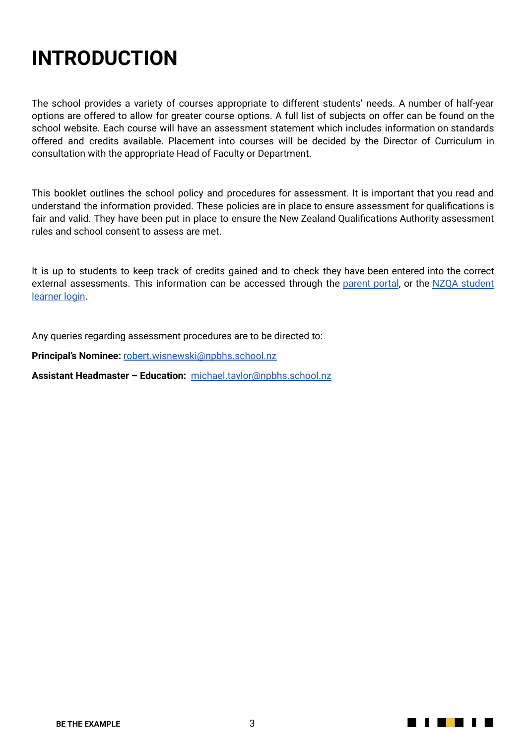# INTRODUCTION

The school provides a variety of courses appropriate to different students' needs. A number of half-year options are offered to allow for greater course options. A full list of subjects on offer can be found on the school website. Each course will have an assessment statement which includes information on standards offered and credits available. Placement into courses will be decided by the Director of Curriculum in consultation with the appropriate Head of Faculty or Department.

This booklet outlines the school policy and procedures for assessment. It is important that you read and understand the information provided. These policies are in place to ensure assessment for qualifications is fair and valid. They have been put in place to ensure the New Zealand Qualifications Authority assessment rules and school consent to assess are met.

It is up to students to keep track of credits gained and to check they have been entered into the correct external assessments. This information can be accessed through the parent portal, or the NZQA student learner login.

Any queries regarding assessment procedures are to be directed to:

**Principal's Nominee:** robert.wisnewski@npbhs.school.nz

**Assistant Headmaster – Education:** michael.taylor@npbhs.school.nz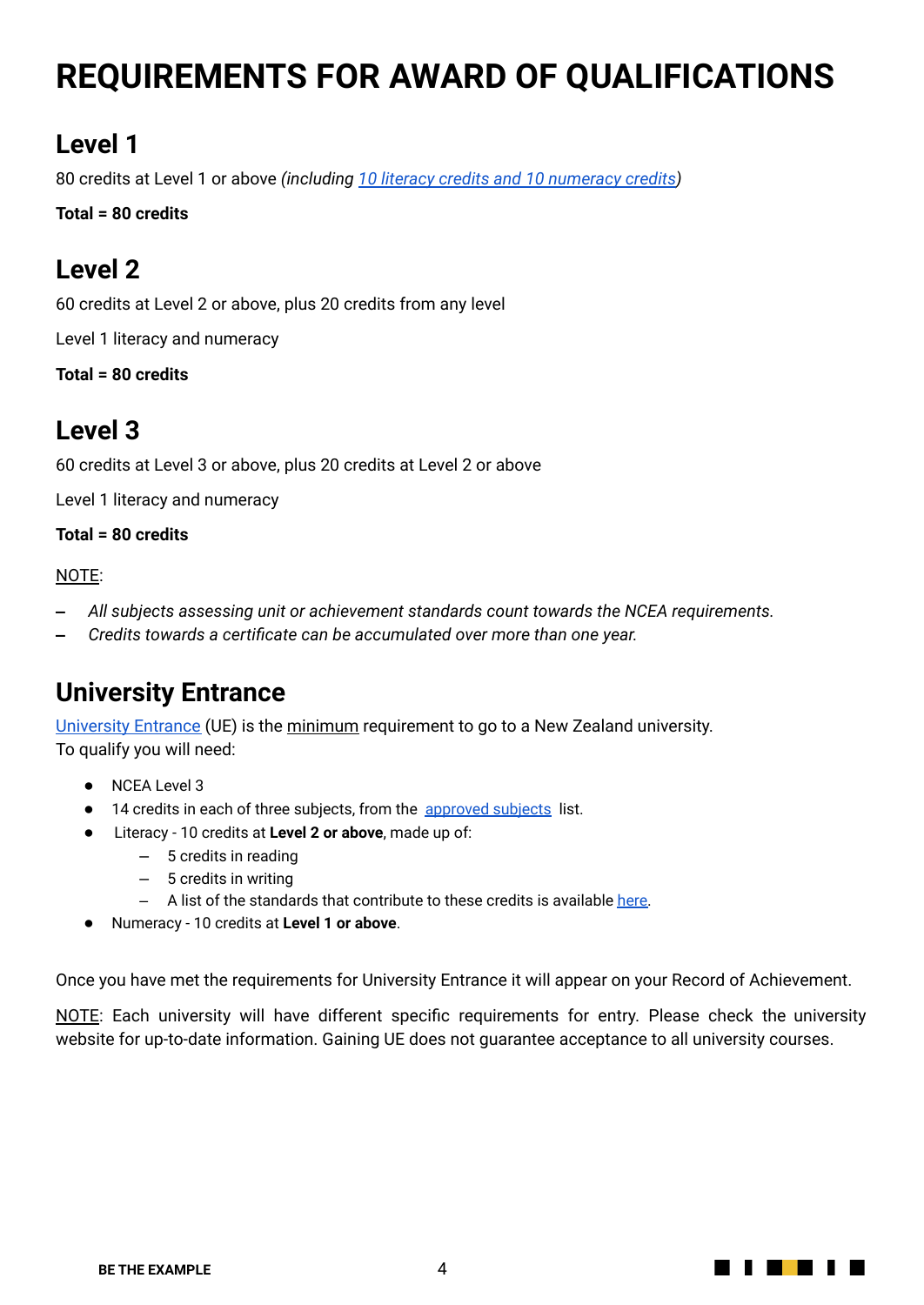# REQUIREMENTS FOR AWARD OF QUALIFICATIONS

## Level 1

80 credits at Level 1 or above *(including 10 literacy credits and 10 numeracy credits)*

**Total = 80 credits**

## Level 2

60 credits at Level 2 or above, plus 20 credits from any level

Level 1 literacy and numeracy

**Total = 80 credits**

## Level 3

60 credits at Level 3 or above, plus 20 credits at Level 2 or above

Level 1 literacy and numeracy

**Total = 80 credits**

NOTE:

- *All subjects assessing unit or achievement standards count towards the NCEA requirements.*
- *Credits towards a certificate can be accumulated over more than one year.*

## University Entrance

University Entrance (UE) is the minimum requirement to go to a New Zealand university.
To qualify you will need:

- NCEA Level 3
- 14 credits in each of three subjects, from the approved subjects list.
- Literacy - 10 credits at **Level 2 or above**, made up of:
  - 5 credits in reading
  - 5 credits in writing
  - A list of the standards that contribute to these credits is available here.
- Numeracy - 10 credits at **Level 1 or above**.

Once you have met the requirements for University Entrance it will appear on your Record of Achievement.

NOTE: Each university will have different specific requirements for entry. Please check the university website for up-to-date information. Gaining UE does not guarantee acceptance to all university courses.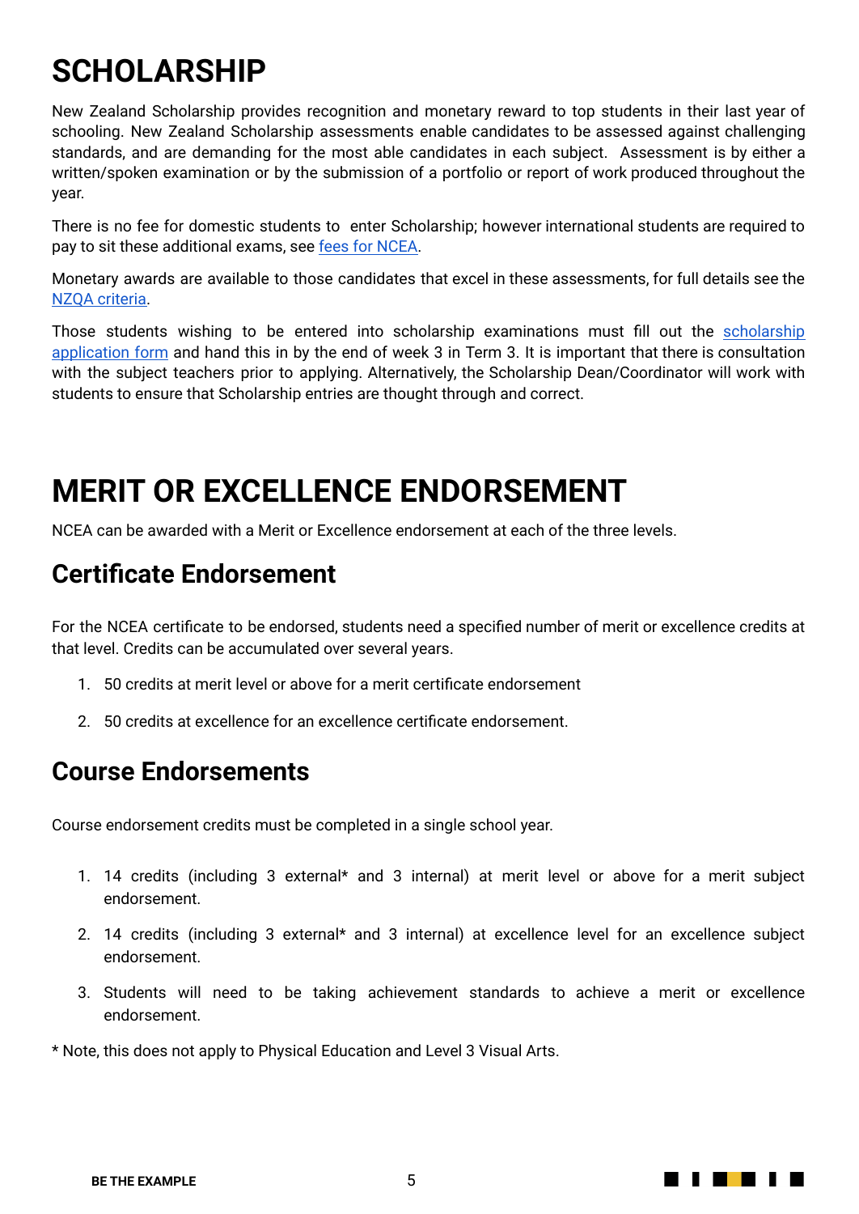# SCHOLARSHIP

New Zealand Scholarship provides recognition and monetary reward to top students in their last year of schooling. New Zealand Scholarship assessments enable candidates to be assessed against challenging standards, and are demanding for the most able candidates in each subject. Assessment is by either a written/spoken examination or by the submission of a portfolio or report of work produced throughout the year.

There is no fee for domestic students to enter Scholarship; however international students are required to pay to sit these additional exams, see [fees for NCEA](#).

Monetary awards are available to those candidates that excel in these assessments, for full details see the [NZQA criteria](#).

Those students wishing to be entered into scholarship examinations must fill out the [scholarship application form](#) and hand this in by the end of week 3 in Term 3. It is important that there is consultation with the subject teachers prior to applying. Alternatively, the Scholarship Dean/Coordinator will work with students to ensure that Scholarship entries are thought through and correct.

# MERIT OR EXCELLENCE ENDORSEMENT

NCEA can be awarded with a Merit or Excellence endorsement at each of the three levels.

## Certificate Endorsement

For the NCEA certificate to be endorsed, students need a specified number of merit or excellence credits at that level. Credits can be accumulated over several years.

1. 50 credits at merit level or above for a merit certificate endorsement
2. 50 credits at excellence for an excellence certificate endorsement.

## Course Endorsements

Course endorsement credits must be completed in a single school year.

1. 14 credits (including 3 external* and 3 internal) at merit level or above for a merit subject endorsement.
2. 14 credits (including 3 external* and 3 internal) at excellence level for an excellence subject endorsement.
3. Students will need to be taking achievement standards to achieve a merit or excellence endorsement.

* Note, this does not apply to Physical Education and Level 3 Visual Arts.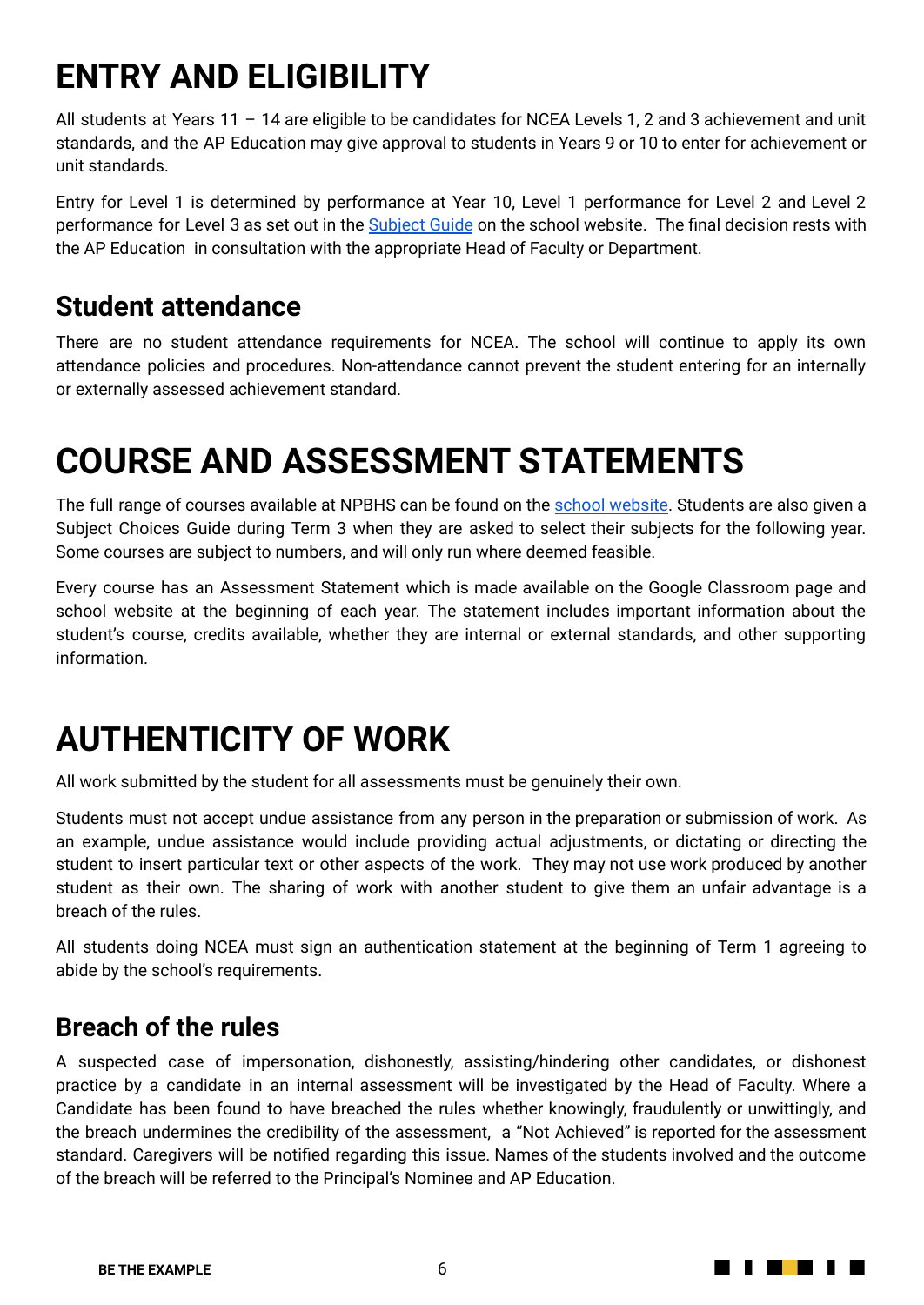# ENTRY AND ELIGIBILITY

All students at Years 11 – 14 are eligible to be candidates for NCEA Levels 1, 2 and 3 achievement and unit standards, and the AP Education may give approval to students in Years 9 or 10 to enter for achievement or unit standards.

Entry for Level 1 is determined by performance at Year 10, Level 1 performance for Level 2 and Level 2 performance for Level 3 as set out in the Subject Guide on the school website. The final decision rests with the AP Education in consultation with the appropriate Head of Faculty or Department.

## Student attendance

There are no student attendance requirements for NCEA. The school will continue to apply its own attendance policies and procedures. Non-attendance cannot prevent the student entering for an internally or externally assessed achievement standard.

# COURSE AND ASSESSMENT STATEMENTS

The full range of courses available at NPBHS can be found on the school website. Students are also given a Subject Choices Guide during Term 3 when they are asked to select their subjects for the following year. Some courses are subject to numbers, and will only run where deemed feasible.

Every course has an Assessment Statement which is made available on the Google Classroom page and school website at the beginning of each year. The statement includes important information about the student's course, credits available, whether they are internal or external standards, and other supporting information.

# AUTHENTICITY OF WORK

All work submitted by the student for all assessments must be genuinely their own.

Students must not accept undue assistance from any person in the preparation or submission of work. As an example, undue assistance would include providing actual adjustments, or dictating or directing the student to insert particular text or other aspects of the work. They may not use work produced by another student as their own. The sharing of work with another student to give them an unfair advantage is a breach of the rules.

All students doing NCEA must sign an authentication statement at the beginning of Term 1 agreeing to abide by the school's requirements.

## Breach of the rules

A suspected case of impersonation, dishonestly, assisting/hindering other candidates, or dishonest practice by a candidate in an internal assessment will be investigated by the Head of Faculty. Where a Candidate has been found to have breached the rules whether knowingly, fraudulently or unwittingly, and the breach undermines the credibility of the assessment, a "Not Achieved" is reported for the assessment standard. Caregivers will be notified regarding this issue. Names of the students involved and the outcome of the breach will be referred to the Principal's Nominee and AP Education.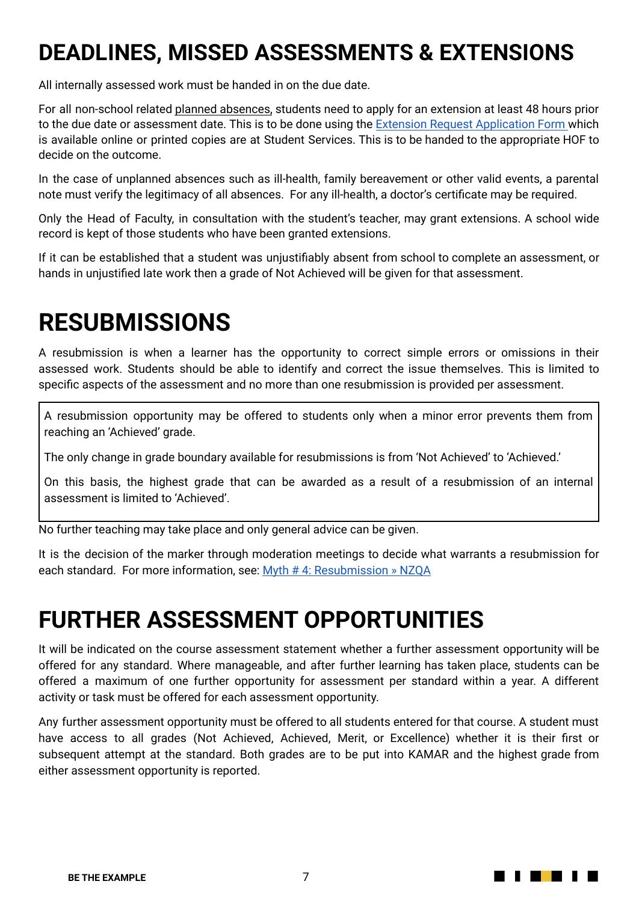# DEADLINES, MISSED ASSESSMENTS & EXTENSIONS

All internally assessed work must be handed in on the due date.

For all non-school related planned absences, students need to apply for an extension at least 48 hours prior to the due date or assessment date. This is to be done using the [Extension Request Application Form](#) which is available online or printed copies are at Student Services. This is to be handed to the appropriate HOF to decide on the outcome.

In the case of unplanned absences such as ill-health, family bereavement or other valid events, a parental note must verify the legitimacy of all absences. For any ill-health, a doctor's certificate may be required.

Only the Head of Faculty, in consultation with the student's teacher, may grant extensions. A school wide record is kept of those students who have been granted extensions.

If it can be established that a student was unjustifiably absent from school to complete an assessment, or hands in unjustified late work then a grade of Not Achieved will be given for that assessment.

# RESUBMISSIONS

A resubmission is when a learner has the opportunity to correct simple errors or omissions in their assessed work. Students should be able to identify and correct the issue themselves. This is limited to specific aspects of the assessment and no more than one resubmission is provided per assessment.

> A resubmission opportunity may be offered to students only when a minor error prevents them from reaching an 'Achieved' grade.
>
> The only change in grade boundary available for resubmissions is from 'Not Achieved' to 'Achieved.'
>
> On this basis, the highest grade that can be awarded as a result of a resubmission of an internal assessment is limited to 'Achieved'.

No further teaching may take place and only general advice can be given.

It is the decision of the marker through moderation meetings to decide what warrants a resubmission for each standard. For more information, see: [Myth # 4: Resubmission » NZQA](#)

# FURTHER ASSESSMENT OPPORTUNITIES

It will be indicated on the course assessment statement whether a further assessment opportunity will be offered for any standard. Where manageable, and after further learning has taken place, students can be offered a maximum of one further opportunity for assessment per standard within a year. A different activity or task must be offered for each assessment opportunity.

Any further assessment opportunity must be offered to all students entered for that course. A student must have access to all grades (Not Achieved, Achieved, Merit, or Excellence) whether it is their first or subsequent attempt at the standard. Both grades are to be put into KAMAR and the highest grade from either assessment opportunity is reported.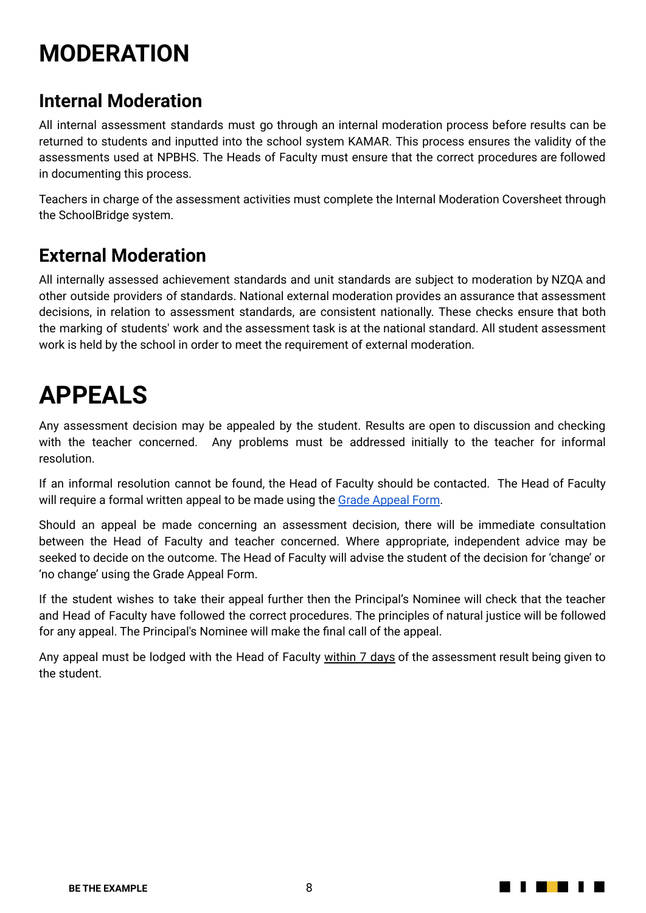# MODERATION

## Internal Moderation

All internal assessment standards must go through an internal moderation process before results can be returned to students and inputted into the school system KAMAR. This process ensures the validity of the assessments used at NPBHS. The Heads of Faculty must ensure that the correct procedures are followed in documenting this process.

Teachers in charge of the assessment activities must complete the Internal Moderation Coversheet through the SchoolBridge system.

## External Moderation

All internally assessed achievement standards and unit standards are subject to moderation by NZQA and other outside providers of standards. National external moderation provides an assurance that assessment decisions, in relation to assessment standards, are consistent nationally. These checks ensure that both the marking of students' work and the assessment task is at the national standard. All student assessment work is held by the school in order to meet the requirement of external moderation.

# APPEALS

Any assessment decision may be appealed by the student. Results are open to discussion and checking with the teacher concerned. Any problems must be addressed initially to the teacher for informal resolution.

If an informal resolution cannot be found, the Head of Faculty should be contacted. The Head of Faculty will require a formal written appeal to be made using the Grade Appeal Form.

Should an appeal be made concerning an assessment decision, there will be immediate consultation between the Head of Faculty and teacher concerned. Where appropriate, independent advice may be seeked to decide on the outcome. The Head of Faculty will advise the student of the decision for 'change' or 'no change' using the Grade Appeal Form.

If the student wishes to take their appeal further then the Principal's Nominee will check that the teacher and Head of Faculty have followed the correct procedures. The principles of natural justice will be followed for any appeal. The Principal's Nominee will make the final call of the appeal.

Any appeal must be lodged with the Head of Faculty within 7 days of the assessment result being given to the student.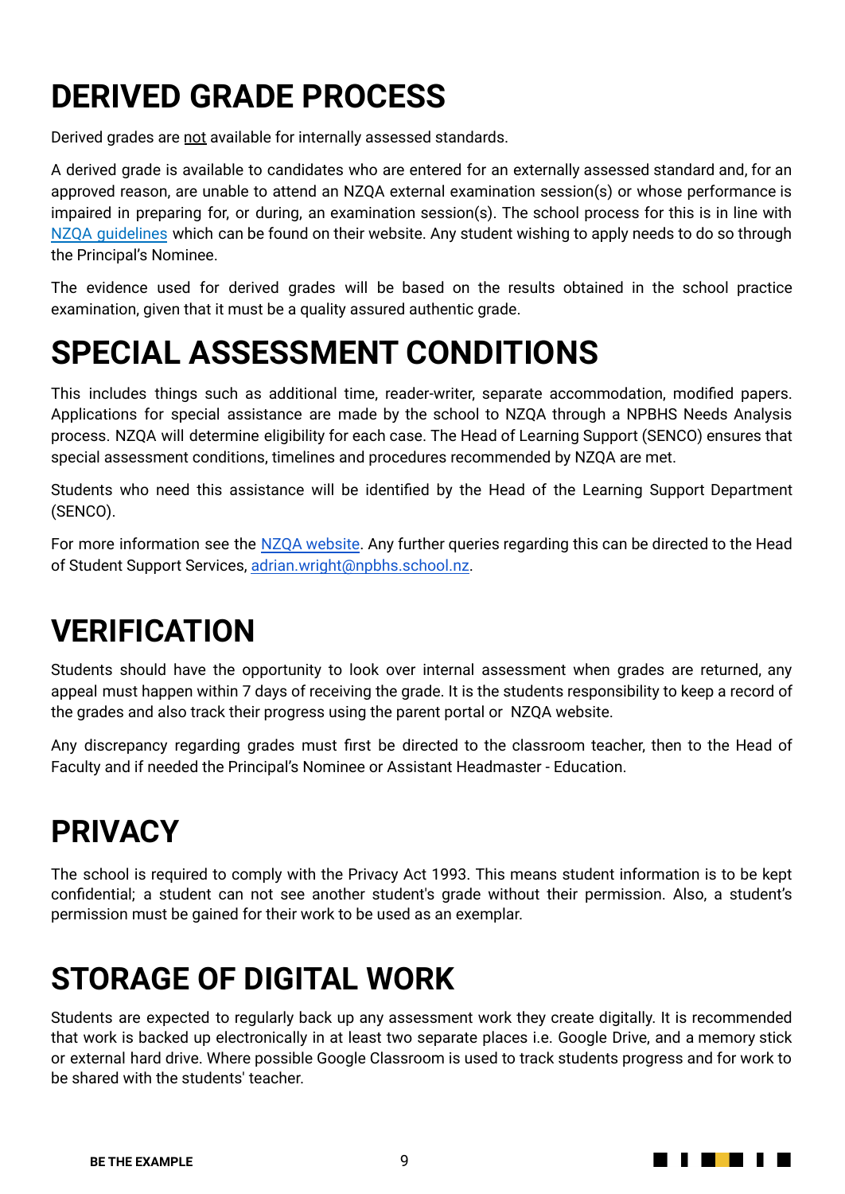# DERIVED GRADE PROCESS

Derived grades are not available for internally assessed standards.

A derived grade is available to candidates who are entered for an externally assessed standard and, for an approved reason, are unable to attend an NZQA external examination session(s) or whose performance is impaired in preparing for, or during, an examination session(s). The school process for this is in line with NZQA guidelines which can be found on their website. Any student wishing to apply needs to do so through the Principal's Nominee.

The evidence used for derived grades will be based on the results obtained in the school practice examination, given that it must be a quality assured authentic grade.

# SPECIAL ASSESSMENT CONDITIONS

This includes things such as additional time, reader-writer, separate accommodation, modified papers. Applications for special assistance are made by the school to NZQA through a NPBHS Needs Analysis process. NZQA will determine eligibility for each case. The Head of Learning Support (SENCO) ensures that special assessment conditions, timelines and procedures recommended by NZQA are met.

Students who need this assistance will be identified by the Head of the Learning Support Department (SENCO).

For more information see the NZQA website. Any further queries regarding this can be directed to the Head of Student Support Services, adrian.wright@npbhs.school.nz.

# VERIFICATION

Students should have the opportunity to look over internal assessment when grades are returned, any appeal must happen within 7 days of receiving the grade. It is the students responsibility to keep a record of the grades and also track their progress using the parent portal or NZQA website.

Any discrepancy regarding grades must first be directed to the classroom teacher, then to the Head of Faculty and if needed the Principal's Nominee or Assistant Headmaster - Education.

# PRIVACY

The school is required to comply with the Privacy Act 1993. This means student information is to be kept confidential; a student can not see another student's grade without their permission. Also, a student's permission must be gained for their work to be used as an exemplar.

# STORAGE OF DIGITAL WORK

Students are expected to regularly back up any assessment work they create digitally. It is recommended that work is backed up electronically in at least two separate places i.e. Google Drive, and a memory stick or external hard drive. Where possible Google Classroom is used to track students progress and for work to be shared with the students' teacher.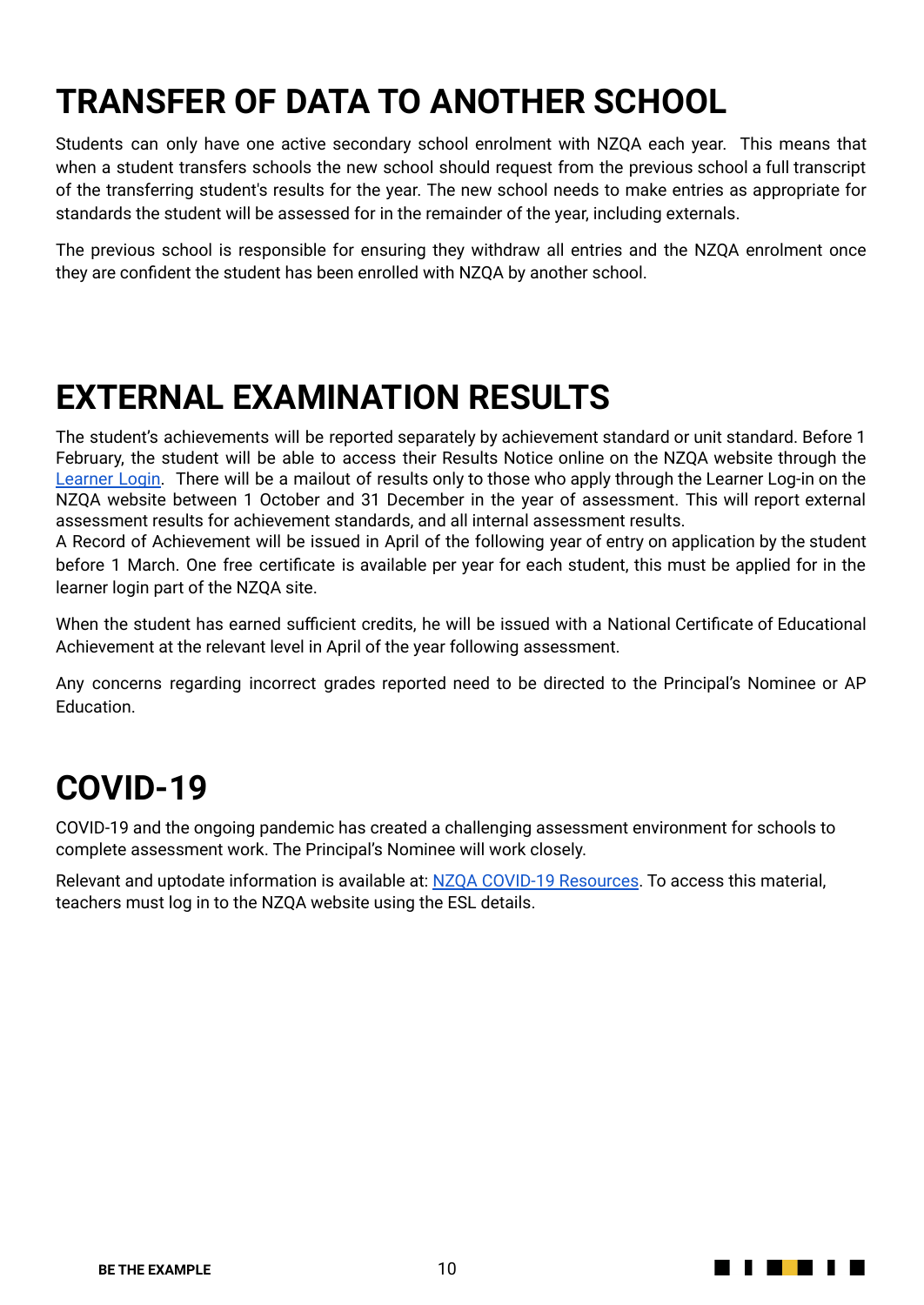# TRANSFER OF DATA TO ANOTHER SCHOOL

Students can only have one active secondary school enrolment with NZQA each year. This means that when a student transfers schools the new school should request from the previous school a full transcript of the transferring student's results for the year. The new school needs to make entries as appropriate for standards the student will be assessed for in the remainder of the year, including externals.

The previous school is responsible for ensuring they withdraw all entries and the NZQA enrolment once they are confident the student has been enrolled with NZQA by another school.

# EXTERNAL EXAMINATION RESULTS

The student's achievements will be reported separately by achievement standard or unit standard. Before 1 February, the student will be able to access their Results Notice online on the NZQA website through the Learner Login. There will be a mailout of results only to those who apply through the Learner Log-in on the NZQA website between 1 October and 31 December in the year of assessment. This will report external assessment results for achievement standards, and all internal assessment results.
A Record of Achievement will be issued in April of the following year of entry on application by the student before 1 March. One free certificate is available per year for each student, this must be applied for in the learner login part of the NZQA site.

When the student has earned sufficient credits, he will be issued with a National Certificate of Educational Achievement at the relevant level in April of the year following assessment.

Any concerns regarding incorrect grades reported need to be directed to the Principal's Nominee or AP Education.

# COVID-19

COVID-19 and the ongoing pandemic has created a challenging assessment environment for schools to complete assessment work. The Principal's Nominee will work closely.

Relevant and uptodate information is available at: NZQA COVID-19 Resources. To access this material, teachers must log in to the NZQA website using the ESL details.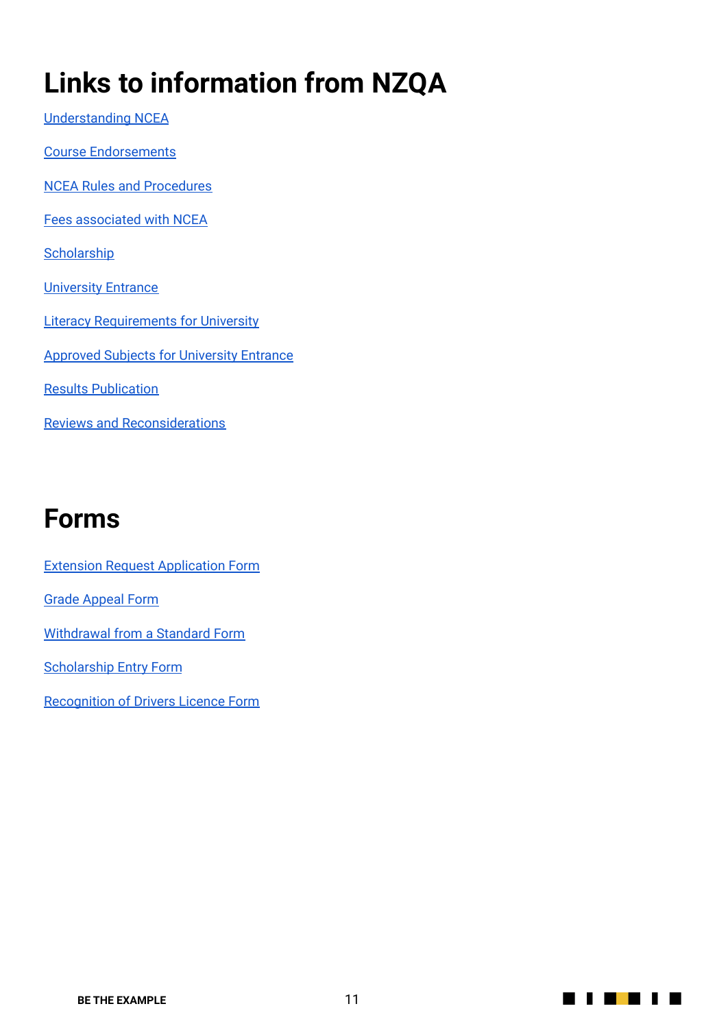# Links to information from NZQA

Understanding NCEA

Course Endorsements

NCEA Rules and Procedures

Fees associated with NCEA

Scholarship

University Entrance

Literacy Requirements for University

Approved Subjects for University Entrance

Results Publication

Reviews and Reconsiderations

# Forms

Extension Request Application Form

Grade Appeal Form

Withdrawal from a Standard Form

Scholarship Entry Form

Recognition of Drivers Licence Form